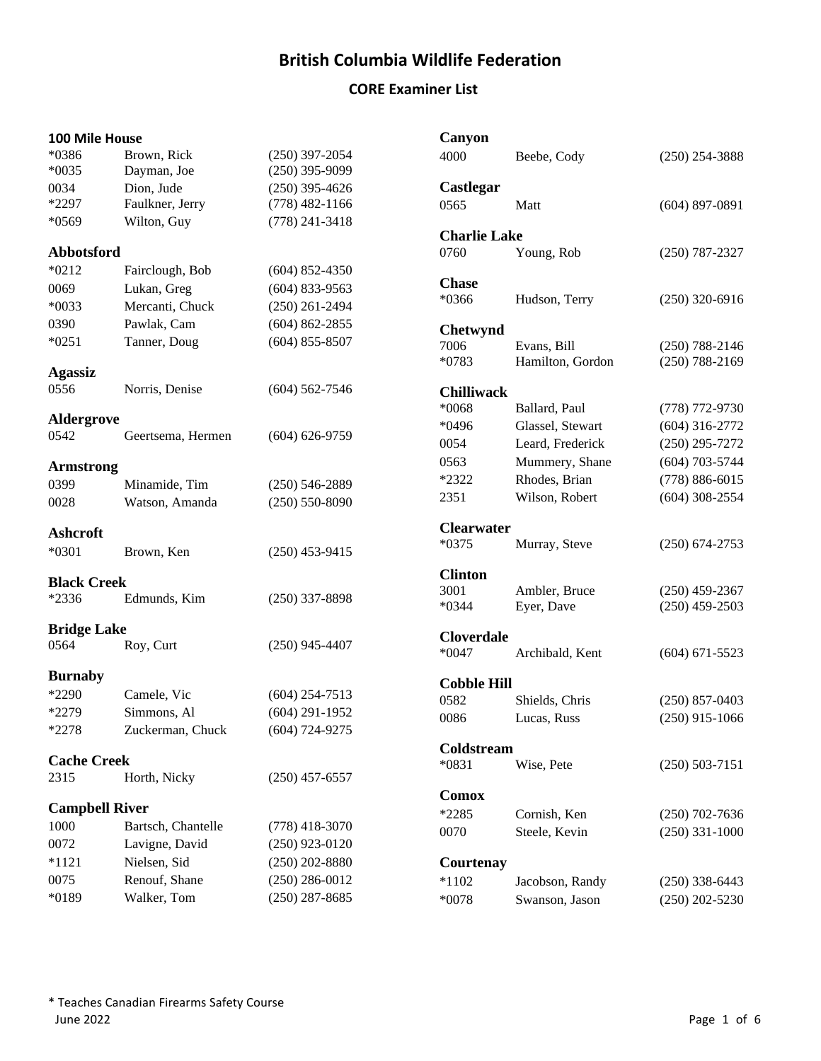# British Columbia Wildlife Federation

## CORE Examiner List

### 100 Mile House

| | | |
|---|---|---|
| *0386 | Brown, Rick | (250) 397-2054 |
| *0035 | Dayman, Joe | (250) 395-9099 |
| 0034 | Dion, Jude | (250) 395-4626 |
| *2297 | Faulkner, Jerry | (778) 482-1166 |
| *0569 | Wilton, Guy | (778) 241-3418 |

### Abbotsford

| | | |
|---|---|---|
| *0212 | Fairclough, Bob | (604) 852-4350 |
| 0069 | Lukan, Greg | (604) 833-9563 |
| *0033 | Mercanti, Chuck | (250) 261-2494 |
| 0390 | Pawlak, Cam | (604) 862-2855 |
| *0251 | Tanner, Doug | (604) 855-8507 |

### Agassiz

| | | |
|---|---|---|
| 0556 | Norris, Denise | (604) 562-7546 |

### Aldergrove

| | | |
|---|---|---|
| 0542 | Geertsema, Hermen | (604) 626-9759 |

### Armstrong

| | | |
|---|---|---|
| 0399 | Minamide, Tim | (250) 546-2889 |
| 0028 | Watson, Amanda | (250) 550-8090 |

### Ashcroft

| | | |
|---|---|---|
| *0301 | Brown, Ken | (250) 453-9415 |

### Black Creek

| | | |
|---|---|---|
| *2336 | Edmunds, Kim | (250) 337-8898 |

### Bridge Lake

| | | |
|---|---|---|
| 0564 | Roy, Curt | (250) 945-4407 |

### Burnaby

| | | |
|---|---|---|
| *2290 | Camele, Vic | (604) 254-7513 |
| *2279 | Simmons, Al | (604) 291-1952 |
| *2278 | Zuckerman, Chuck | (604) 724-9275 |

### Cache Creek

| | | |
|---|---|---|
| 2315 | Horth, Nicky | (250) 457-6557 |

### Campbell River

| | | |
|---|---|---|
| 1000 | Bartsch, Chantelle | (778) 418-3070 |
| 0072 | Lavigne, David | (250) 923-0120 |
| *1121 | Nielsen, Sid | (250) 202-8880 |
| 0075 | Renouf, Shane | (250) 286-0012 |
| *0189 | Walker, Tom | (250) 287-8685 |

### Canyon

| | | |
|---|---|---|
| 4000 | Beebe, Cody | (250) 254-3888 |

### Castlegar

| | | |
|---|---|---|
| 0565 | Matt | (604) 897-0891 |

### Charlie Lake

| | | |
|---|---|---|
| 0760 | Young, Rob | (250) 787-2327 |

### Chase

| | | |
|---|---|---|
| *0366 | Hudson, Terry | (250) 320-6916 |

### Chetwynd

| | | |
|---|---|---|
| 7006 | Evans, Bill | (250) 788-2146 |
| *0783 | Hamilton, Gordon | (250) 788-2169 |

### Chilliwack

| | | |
|---|---|---|
| *0068 | Ballard, Paul | (778) 772-9730 |
| *0496 | Glassel, Stewart | (604) 316-2772 |
| 0054 | Leard, Frederick | (250) 295-7272 |
| 0563 | Mummery, Shane | (604) 703-5744 |
| *2322 | Rhodes, Brian | (778) 886-6015 |
| 2351 | Wilson, Robert | (604) 308-2554 |

### Clearwater

| | | |
|---|---|---|
| *0375 | Murray, Steve | (250) 674-2753 |

### Clinton

| | | |
|---|---|---|
| 3001 | Ambler, Bruce | (250) 459-2367 |
| *0344 | Eyer, Dave | (250) 459-2503 |

### Cloverdale

| | | |
|---|---|---|
| *0047 | Archibald, Kent | (604) 671-5523 |

### Cobble Hill

| | | |
|---|---|---|
| 0582 | Shields, Chris | (250) 857-0403 |
| 0086 | Lucas, Russ | (250) 915-1066 |

### Coldstream

| | | |
|---|---|---|
| *0831 | Wise, Pete | (250) 503-7151 |

### Comox

| | | |
|---|---|---|
| *2285 | Cornish, Ken | (250) 702-7636 |
| 0070 | Steele, Kevin | (250) 331-1000 |

### Courtenay

| | | |
|---|---|---|
| *1102 | Jacobson, Randy | (250) 338-6443 |
| *0078 | Swanson, Jason | (250) 202-5230 |

* Teaches Canadian Firearms Safety Course

June 2022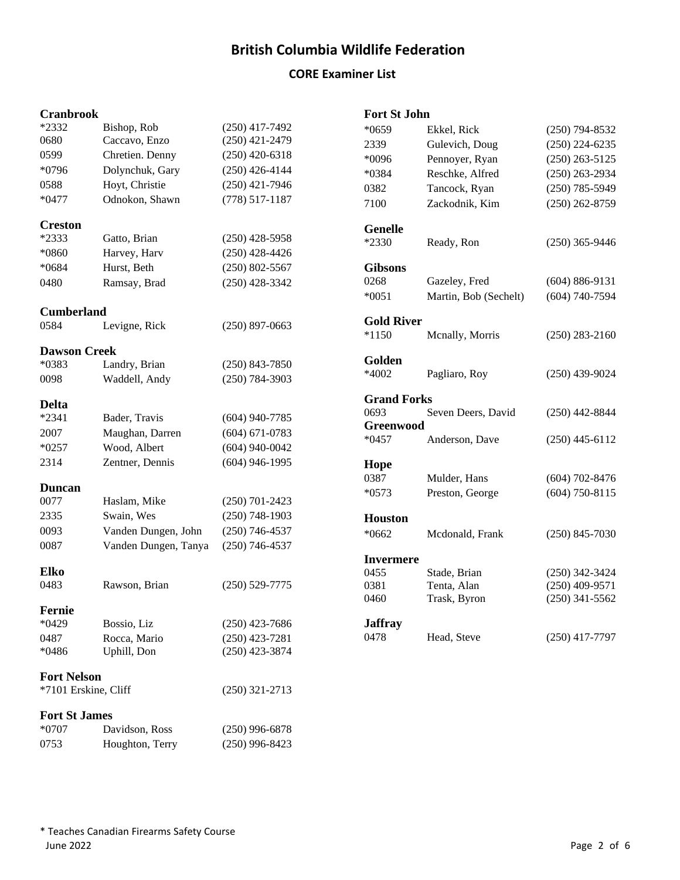# British Columbia Wildlife Federation

## CORE Examiner List

### Cranbrook

| | | |
|---|---|---|
| *2332 | Bishop, Rob | (250) 417-7492 |
| 0680 | Caccavo, Enzo | (250) 421-2479 |
| 0599 | Chretien. Denny | (250) 420-6318 |
| *0796 | Dolynchuk, Gary | (250) 426-4144 |
| 0588 | Hoyt, Christie | (250) 421-7946 |
| *0477 | Odnokon, Shawn | (778) 517-1187 |

### Creston

| | | |
|---|---|---|
| *2333 | Gatto, Brian | (250) 428-5958 |
| *0860 | Harvey, Harv | (250) 428-4426 |
| *0684 | Hurst, Beth | (250) 802-5567 |
| 0480 | Ramsay, Brad | (250) 428-3342 |

### Cumberland

| | | |
|---|---|---|
| 0584 | Levigne, Rick | (250) 897-0663 |

### Dawson Creek

| | | |
|---|---|---|
| *0383 | Landry, Brian | (250) 843-7850 |
| 0098 | Waddell, Andy | (250) 784-3903 |

### Delta

| | | |
|---|---|---|
| *2341 | Bader, Travis | (604) 940-7785 |
| 2007 | Maughan, Darren | (604) 671-0783 |
| *0257 | Wood, Albert | (604) 940-0042 |
| 2314 | Zentner, Dennis | (604) 946-1995 |

### Duncan

| | | |
|---|---|---|
| 0077 | Haslam, Mike | (250) 701-2423 |
| 2335 | Swain, Wes | (250) 748-1903 |
| 0093 | Vanden Dungen, John | (250) 746-4537 |
| 0087 | Vanden Dungen, Tanya | (250) 746-4537 |

### Elko

| | | |
|---|---|---|
| 0483 | Rawson, Brian | (250) 529-7775 |

### Fernie

| | | |
|---|---|---|
| *0429 | Bossio, Liz | (250) 423-7686 |
| 0487 | Rocca, Mario | (250) 423-7281 |
| *0486 | Uphill, Don | (250) 423-3874 |

### Fort Nelson

| | | |
|---|---|---|
| *7101 | Erskine, Cliff | (250) 321-2713 |

### Fort St James

| | | |
|---|---|---|
| *0707 | Davidson, Ross | (250) 996-6878 |
| 0753 | Houghton, Terry | (250) 996-8423 |

### Fort St John

| | | |
|---|---|---|
| *0659 | Ekkel, Rick | (250) 794-8532 |
| 2339 | Gulevich, Doug | (250) 224-6235 |
| *0096 | Pennoyer, Ryan | (250) 263-5125 |
| *0384 | Reschke, Alfred | (250) 263-2934 |
| 0382 | Tancock, Ryan | (250) 785-5949 |
| 7100 | Zackodnik, Kim | (250) 262-8759 |

### Genelle

| | | |
|---|---|---|
| *2330 | Ready, Ron | (250) 365-9446 |

### Gibsons

| | | |
|---|---|---|
| 0268 | Gazeley, Fred | (604) 886-9131 |
| *0051 | Martin, Bob (Sechelt) | (604) 740-7594 |

### Gold River

| | | |
|---|---|---|
| *1150 | Mcnally, Morris | (250) 283-2160 |

### Golden

| | | |
|---|---|---|
| *4002 | Pagliaro, Roy | (250) 439-9024 |

### Grand Forks

| | | |
|---|---|---|
| 0693 | Seven Deers, David | (250) 442-8844 |

### Greenwood

| | | |
|---|---|---|
| *0457 | Anderson, Dave | (250) 445-6112 |

### Hope

| | | |
|---|---|---|
| 0387 | Mulder, Hans | (604) 702-8476 |
| *0573 | Preston, George | (604) 750-8115 |

### Houston

| | | |
|---|---|---|
| *0662 | Mcdonald, Frank | (250) 845-7030 |

### Invermere

| | | |
|---|---|---|
| 0455 | Stade, Brian | (250) 342-3424 |
| 0381 | Tenta, Alan | (250) 409-9571 |
| 0460 | Trask, Byron | (250) 341-5562 |

### Jaffray

| | | |
|---|---|---|
| 0478 | Head, Steve | (250) 417-7797 |

* Teaches Canadian Firearms Safety Course

June 2022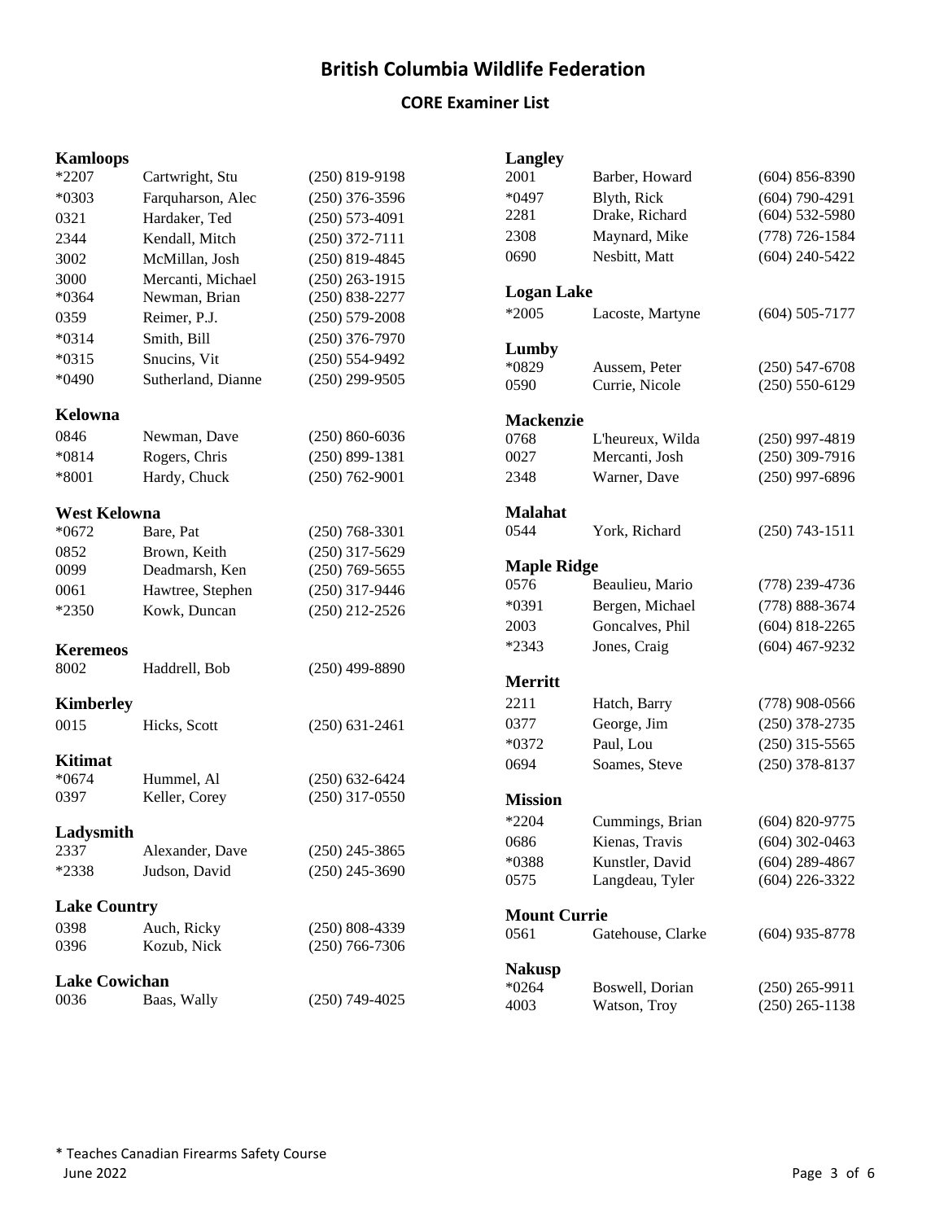# British Columbia Wildlife Federation

## CORE Examiner List

### Kamloops

| | | |
|---|---|---|
| *2207 | Cartwright, Stu | (250) 819-9198 |
| *0303 | Farquharson, Alec | (250) 376-3596 |
| 0321 | Hardaker, Ted | (250) 573-4091 |
| 2344 | Kendall, Mitch | (250) 372-7111 |
| 3002 | McMillan, Josh | (250) 819-4845 |
| 3000 | Mercanti, Michael | (250) 263-1915 |
| *0364 | Newman, Brian | (250) 838-2277 |
| 0359 | Reimer, P.J. | (250) 579-2008 |
| *0314 | Smith, Bill | (250) 376-7970 |
| *0315 | Snucins, Vit | (250) 554-9492 |
| *0490 | Sutherland, Dianne | (250) 299-9505 |

### Kelowna

| | | |
|---|---|---|
| 0846 | Newman, Dave | (250) 860-6036 |
| *0814 | Rogers, Chris | (250) 899-1381 |
| *8001 | Hardy, Chuck | (250) 762-9001 |

### West Kelowna

| | | |
|---|---|---|
| *0672 | Bare, Pat | (250) 768-3301 |
| 0852 | Brown, Keith | (250) 317-5629 |
| 0099 | Deadmarsh, Ken | (250) 769-5655 |
| 0061 | Hawtree, Stephen | (250) 317-9446 |
| *2350 | Kowk, Duncan | (250) 212-2526 |

### Keremeos

| | | |
|---|---|---|
| 8002 | Haddrell, Bob | (250) 499-8890 |

### Kimberley

| | | |
|---|---|---|
| 0015 | Hicks, Scott | (250) 631-2461 |

### Kitimat

| | | |
|---|---|---|
| *0674 | Hummel, Al | (250) 632-6424 |
| 0397 | Keller, Corey | (250) 317-0550 |

### Ladysmith

| | | |
|---|---|---|
| 2337 | Alexander, Dave | (250) 245-3865 |
| *2338 | Judson, David | (250) 245-3690 |

### Lake Country

| | | |
|---|---|---|
| 0398 | Auch, Ricky | (250) 808-4339 |
| 0396 | Kozub, Nick | (250) 766-7306 |

### Lake Cowichan

| | | |
|---|---|---|
| 0036 | Baas, Wally | (250) 749-4025 |

### Langley

| | | |
|---|---|---|
| 2001 | Barber, Howard | (604) 856-8390 |
| *0497 | Blyth, Rick | (604) 790-4291 |
| 2281 | Drake, Richard | (604) 532-5980 |
| 2308 | Maynard, Mike | (778) 726-1584 |
| 0690 | Nesbitt, Matt | (604) 240-5422 |

### Logan Lake

| | | |
|---|---|---|
| *2005 | Lacoste, Martyne | (604) 505-7177 |

### Lumby

| | | |
|---|---|---|
| *0829 | Aussem, Peter | (250) 547-6708 |
| 0590 | Currie, Nicole | (250) 550-6129 |

### Mackenzie

| | | |
|---|---|---|
| 0768 | L'heureux, Wilda | (250) 997-4819 |
| 0027 | Mercanti, Josh | (250) 309-7916 |
| 2348 | Warner, Dave | (250) 997-6896 |

### Malahat

| | | |
|---|---|---|
| 0544 | York, Richard | (250) 743-1511 |

### Maple Ridge

| | | |
|---|---|---|
| 0576 | Beaulieu, Mario | (778) 239-4736 |
| *0391 | Bergen, Michael | (778) 888-3674 |
| 2003 | Goncalves, Phil | (604) 818-2265 |
| *2343 | Jones, Craig | (604) 467-9232 |

### Merritt

| | | |
|---|---|---|
| 2211 | Hatch, Barry | (778) 908-0566 |
| 0377 | George, Jim | (250) 378-2735 |
| *0372 | Paul, Lou | (250) 315-5565 |
| 0694 | Soames, Steve | (250) 378-8137 |

### Mission

| | | |
|---|---|---|
| *2204 | Cummings, Brian | (604) 820-9775 |
| 0686 | Kienas, Travis | (604) 302-0463 |
| *0388 | Kunstler, David | (604) 289-4867 |
| 0575 | Langdeau, Tyler | (604) 226-3322 |

### Mount Currie

| | | |
|---|---|---|
| 0561 | Gatehouse, Clarke | (604) 935-8778 |

### Nakusp

| | | |
|---|---|---|
| *0264 | Boswell, Dorian | (250) 265-9911 |
| 4003 | Watson, Troy | (250) 265-1138 |

* Teaches Canadian Firearms Safety Course

June 2022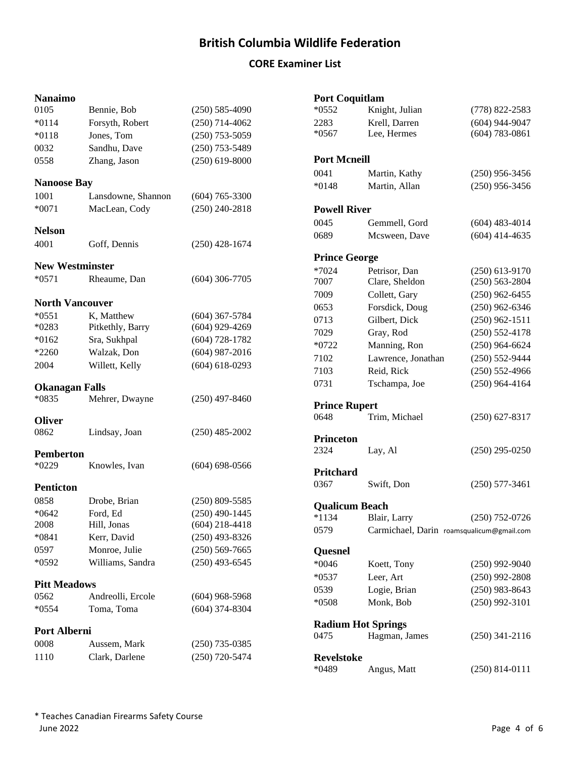# British Columbia Wildlife Federation

## CORE Examiner List

### Nanaimo

| | | |
|---|---|---|
| 0105 | Bennie, Bob | (250) 585-4090 |
| *0114 | Forsyth, Robert | (250) 714-4062 |
| *0118 | Jones, Tom | (250) 753-5059 |
| 0032 | Sandhu, Dave | (250) 753-5489 |
| 0558 | Zhang, Jason | (250) 619-8000 |

### Nanoose Bay

| | | |
|---|---|---|
| 1001 | Lansdowne, Shannon | (604) 765-3300 |
| *0071 | MacLean, Cody | (250) 240-2818 |

### Nelson

| | | |
|---|---|---|
| 4001 | Goff, Dennis | (250) 428-1674 |

### New Westminster

| | | |
|---|---|---|
| *0571 | Rheaume, Dan | (604) 306-7705 |

### North Vancouver

| | | |
|---|---|---|
| *0551 | K, Matthew | (604) 367-5784 |
| *0283 | Pitkethly, Barry | (604) 929-4269 |
| *0162 | Sra, Sukhpal | (604) 728-1782 |
| *2260 | Walzak, Don | (604) 987-2016 |
| 2004 | Willett, Kelly | (604) 618-0293 |

### Okanagan Falls

| | | |
|---|---|---|
| *0835 | Mehrer, Dwayne | (250) 497-8460 |

### Oliver

| | | |
|---|---|---|
| 0862 | Lindsay, Joan | (250) 485-2002 |

### Pemberton

| | | |
|---|---|---|
| *0229 | Knowles, Ivan | (604) 698-0566 |

### Penticton

| | | |
|---|---|---|
| 0858 | Drobe, Brian | (250) 809-5585 |
| *0642 | Ford, Ed | (250) 490-1445 |
| 2008 | Hill, Jonas | (604) 218-4418 |
| *0841 | Kerr, David | (250) 493-8326 |
| 0597 | Monroe, Julie | (250) 569-7665 |
| *0592 | Williams, Sandra | (250) 493-6545 |

### Pitt Meadows

| | | |
|---|---|---|
| 0562 | Andreolli, Ercole | (604) 968-5968 |
| *0554 | Toma, Toma | (604) 374-8304 |

### Port Alberni

| | | |
|---|---|---|
| 0008 | Aussem, Mark | (250) 735-0385 |
| 1110 | Clark, Darlene | (250) 720-5474 |

### Port Coquitlam

| | | |
|---|---|---|
| *0552 | Knight, Julian | (778) 822-2583 |
| 2283 | Krell, Darren | (604) 944-9047 |
| *0567 | Lee, Hermes | (604) 783-0861 |

### Port Mcneill

| | | |
|---|---|---|
| 0041 | Martin, Kathy | (250) 956-3456 |
| *0148 | Martin, Allan | (250) 956-3456 |

### Powell River

| | | |
|---|---|---|
| 0045 | Gemmell, Gord | (604) 483-4014 |
| 0689 | Mcsween, Dave | (604) 414-4635 |

### Prince George

| | | |
|---|---|---|
| *7024 | Petrisor, Dan | (250) 613-9170 |
| 7007 | Clare, Sheldon | (250) 563-2804 |
| 7009 | Collett, Gary | (250) 962-6455 |
| 0653 | Forsdick, Doug | (250) 962-6346 |
| 0713 | Gilbert, Dick | (250) 962-1511 |
| 7029 | Gray, Rod | (250) 552-4178 |
| *0722 | Manning, Ron | (250) 964-6624 |
| 7102 | Lawrence, Jonathan | (250) 552-9444 |
| 7103 | Reid, Rick | (250) 552-4966 |
| 0731 | Tschampa, Joe | (250) 964-4164 |

### Prince Rupert

| | | |
|---|---|---|
| 0648 | Trim, Michael | (250) 627-8317 |

### Princeton

| | | |
|---|---|---|
| 2324 | Lay, Al | (250) 295-0250 |

### Pritchard

| | | |
|---|---|---|
| 0367 | Swift, Don | (250) 577-3461 |

### Qualicum Beach

| | | |
|---|---|---|
| *1134 | Blair, Larry | (250) 752-0726 |
| 0579 | Carmichael, Darin | roamsqualicum@gmail.com |

### Quesnel

| | | |
|---|---|---|
| *0046 | Koett, Tony | (250) 992-9040 |
| *0537 | Leer, Art | (250) 992-2808 |
| 0539 | Logie, Brian | (250) 983-8643 |
| *0508 | Monk, Bob | (250) 992-3101 |

### Radium Hot Springs

| | | |
|---|---|---|
| 0475 | Hagman, James | (250) 341-2116 |

### Revelstoke

| | | |
|---|---|---|
| *0489 | Angus, Matt | (250) 814-0111 |

* Teaches Canadian Firearms Safety Course

June 2022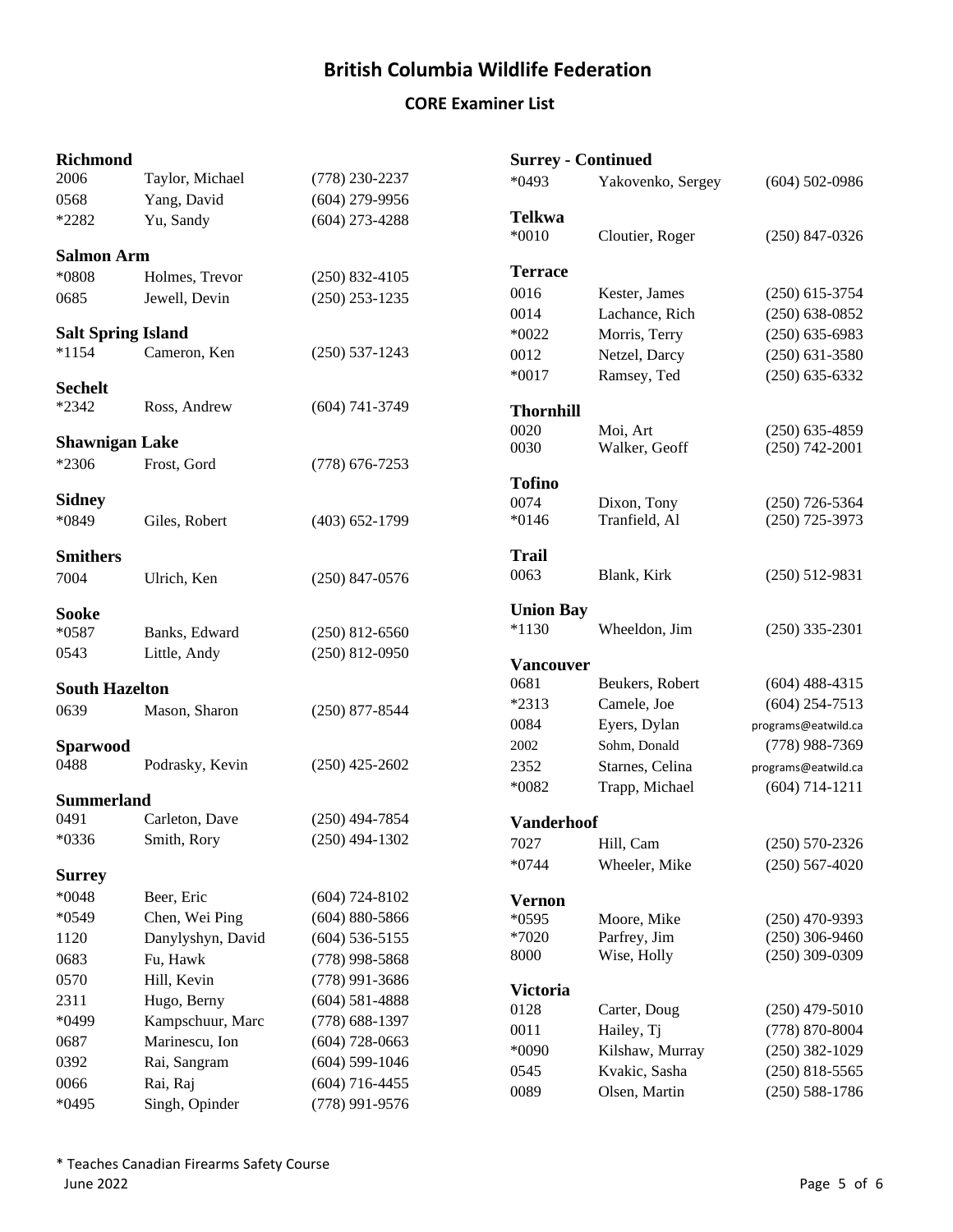# British Columbia Wildlife Federation

## CORE Examiner List

### Richmond

| | | |
|---|---|---|
| 2006 | Taylor, Michael | (778) 230-2237 |
| 0568 | Yang, David | (604) 279-9956 |
| *2282 | Yu, Sandy | (604) 273-4288 |

### Salmon Arm

| | | |
|---|---|---|
| *0808 | Holmes, Trevor | (250) 832-4105 |
| 0685 | Jewell, Devin | (250) 253-1235 |

### Salt Spring Island

| | | |
|---|---|---|
| *1154 | Cameron, Ken | (250) 537-1243 |

### Sechelt

| | | |
|---|---|---|
| *2342 | Ross, Andrew | (604) 741-3749 |

### Shawnigan Lake

| | | |
|---|---|---|
| *2306 | Frost, Gord | (778) 676-7253 |

### Sidney

| | | |
|---|---|---|
| *0849 | Giles, Robert | (403) 652-1799 |

### Smithers

| | | |
|---|---|---|
| 7004 | Ulrich, Ken | (250) 847-0576 |

### Sooke

| | | |
|---|---|---|
| *0587 | Banks, Edward | (250) 812-6560 |
| 0543 | Little, Andy | (250) 812-0950 |

### South Hazelton

| | | |
|---|---|---|
| 0639 | Mason, Sharon | (250) 877-8544 |

### Sparwood

| | | |
|---|---|---|
| 0488 | Podrasky, Kevin | (250) 425-2602 |

### Summerland

| | | |
|---|---|---|
| 0491 | Carleton, Dave | (250) 494-7854 |
| *0336 | Smith, Rory | (250) 494-1302 |

### Surrey

| | | |
|---|---|---|
| *0048 | Beer, Eric | (604) 724-8102 |
| *0549 | Chen, Wei Ping | (604) 880-5866 |
| 1120 | Danylyshyn, David | (604) 536-5155 |
| 0683 | Fu, Hawk | (778) 998-5868 |
| 0570 | Hill, Kevin | (778) 991-3686 |
| 2311 | Hugo, Berny | (604) 581-4888 |
| *0499 | Kampschuur, Marc | (778) 688-1397 |
| 0687 | Marinescu, Ion | (604) 728-0663 |
| 0392 | Rai, Sangram | (604) 599-1046 |
| 0066 | Rai, Raj | (604) 716-4455 |
| *0495 | Singh, Opinder | (778) 991-9576 |

### Surrey - Continued

| | | |
|---|---|---|
| *0493 | Yakovenko, Sergey | (604) 502-0986 |

### Telkwa

| | | |
|---|---|---|
| *0010 | Cloutier, Roger | (250) 847-0326 |

### Terrace

| | | |
|---|---|---|
| 0016 | Kester, James | (250) 615-3754 |
| 0014 | Lachance, Rich | (250) 638-0852 |
| *0022 | Morris, Terry | (250) 635-6983 |
| 0012 | Netzel, Darcy | (250) 631-3580 |
| *0017 | Ramsey, Ted | (250) 635-6332 |

### Thornhill

| | | |
|---|---|---|
| 0020 | Moi, Art | (250) 635-4859 |
| 0030 | Walker, Geoff | (250) 742-2001 |

### Tofino

| | | |
|---|---|---|
| 0074 | Dixon, Tony | (250) 726-5364 |
| *0146 | Tranfield, Al | (250) 725-3973 |

### Trail

| | | |
|---|---|---|
| 0063 | Blank, Kirk | (250) 512-9831 |

### Union Bay

| | | |
|---|---|---|
| *1130 | Wheeldon, Jim | (250) 335-2301 |

### Vancouver

| | | |
|---|---|---|
| 0681 | Beukers, Robert | (604) 488-4315 |
| *2313 | Camele, Joe | (604) 254-7513 |
| 0084 | Eyers, Dylan | programs@eatwild.ca |
| 2002 | Sohm, Donald | (778) 988-7369 |
| 2352 | Starnes, Celina | programs@eatwild.ca |
| *0082 | Trapp, Michael | (604) 714-1211 |

### Vanderhoof

| | | |
|---|---|---|
| 7027 | Hill, Cam | (250) 570-2326 |
| *0744 | Wheeler, Mike | (250) 567-4020 |

### Vernon

| | | |
|---|---|---|
| *0595 | Moore, Mike | (250) 470-9393 |
| *7020 | Parfrey, Jim | (250) 306-9460 |
| 8000 | Wise, Holly | (250) 309-0309 |

### Victoria

| | | |
|---|---|---|
| 0128 | Carter, Doug | (250) 479-5010 |
| 0011 | Hailey, Tj | (778) 870-8004 |
| *0090 | Kilshaw, Murray | (250) 382-1029 |
| 0545 | Kvakic, Sasha | (250) 818-5565 |
| 0089 | Olsen, Martin | (250) 588-1786 |

* Teaches Canadian Firearms Safety Course

June 2022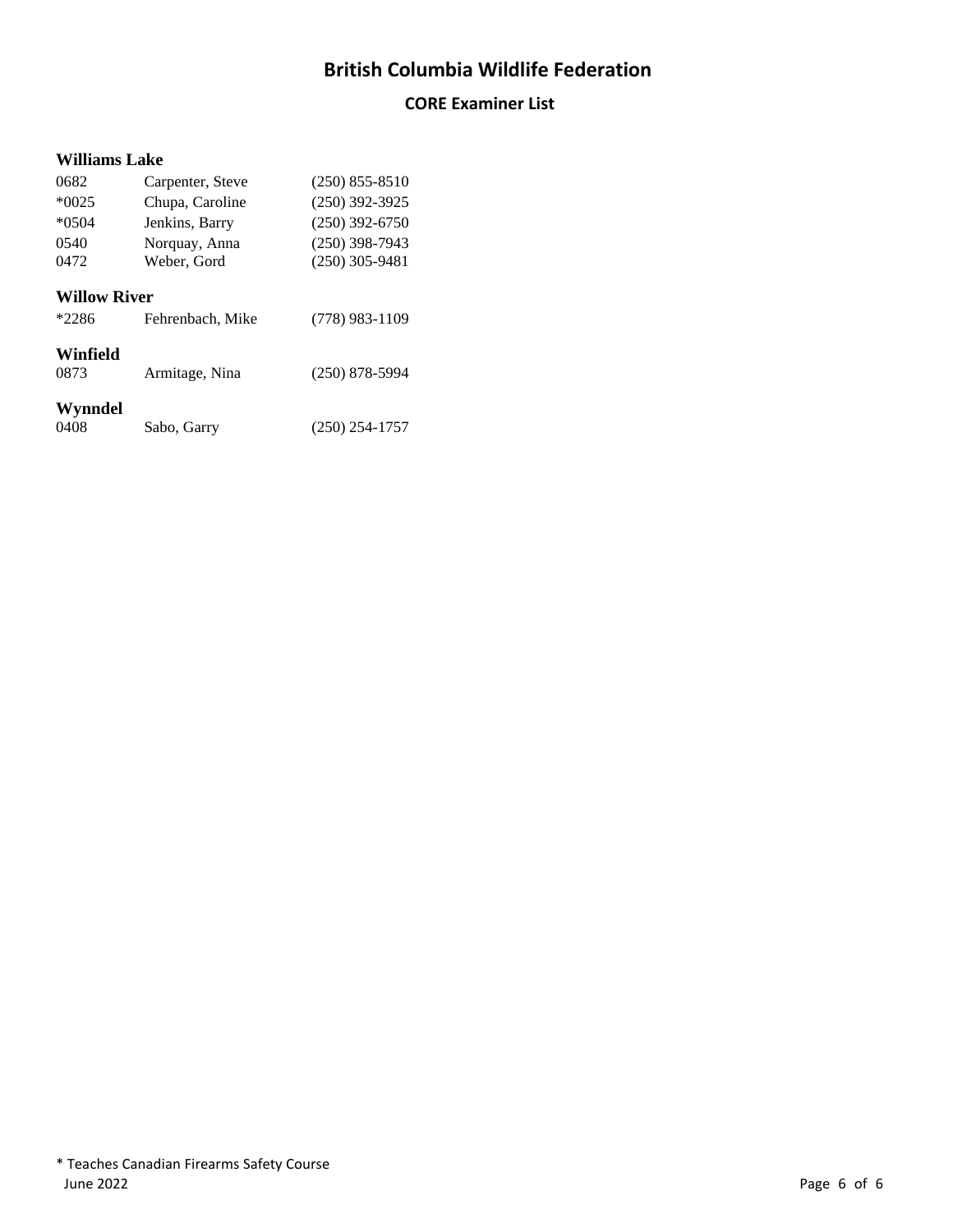# British Columbia Wildlife Federation

## CORE Examiner List

### Williams Lake

| | | |
|---|---|---|
| 0682 | Carpenter, Steve | (250) 855-8510 |
| *0025 | Chupa, Caroline | (250) 392-3925 |
| *0504 | Jenkins, Barry | (250) 392-6750 |
| 0540 | Norquay, Anna | (250) 398-7943 |
| 0472 | Weber, Gord | (250) 305-9481 |

### Willow River

| | | |
|---|---|---|
| *2286 | Fehrenbach, Mike | (778) 983-1109 |

### Winfield

| | | |
|---|---|---|
| 0873 | Armitage, Nina | (250) 878-5994 |

### Wynndel

| | | |
|---|---|---|
| 0408 | Sabo, Garry | (250) 254-1757 |

* Teaches Canadian Firearms Safety Course

June 2022